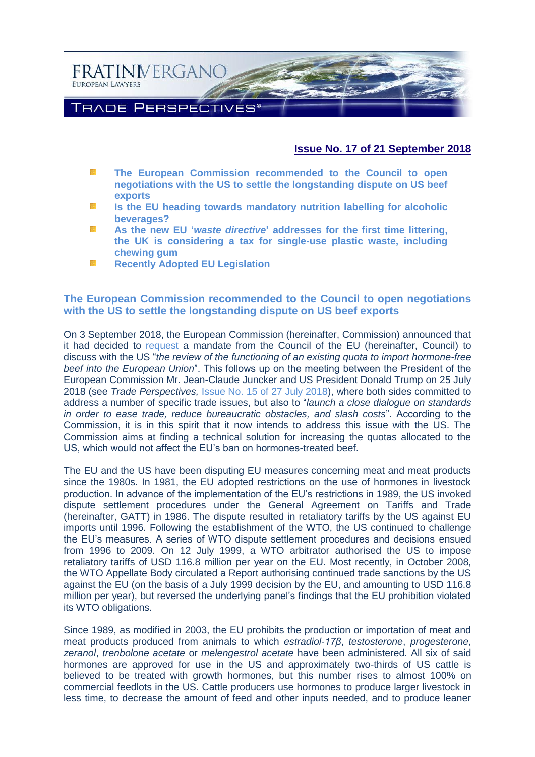# FRATINIVERGANO

EUROPEAN LAWYERS

TRADE PERSPECTIVES®

**Issue No. 17 of 21 September 2018**

- **The European Commission recommended to the Council to open negotiations with the US to settle the longstanding dispute on US beef exports**
- **Is the EU heading towards mandatory nutrition labelling for alcoholic beverages?**
- **As the new EU '*waste directive*' addresses for the first time littering, the UK is considering a tax for single-use plastic waste, including chewing gum**
- **Recently Adopted EU Legislation**

## The European Commission recommended to the Council to open negotiations with the US to settle the longstanding dispute on US beef exports

On 3 September 2018, the European Commission (hereinafter, Commission) announced that it had decided to request a mandate from the Council of the EU (hereinafter, Council) to discuss with the US "*the review of the functioning of an existing quota to import hormone-free beef into the European Union*". This follows up on the meeting between the President of the European Commission Mr. Jean-Claude Juncker and US President Donald Trump on 25 July 2018 (see *Trade Perspectives,* Issue No. 15 of 27 July 2018), where both sides committed to address a number of specific trade issues, but also to "*launch a close dialogue on standards in order to ease trade, reduce bureaucratic obstacles, and slash costs*". According to the Commission, it is in this spirit that it now intends to address this issue with the US. The Commission aims at finding a technical solution for increasing the quotas allocated to the US, which would not affect the EU's ban on hormones-treated beef.

The EU and the US have been disputing EU measures concerning meat and meat products since the 1980s. In 1981, the EU adopted restrictions on the use of hormones in livestock production. In advance of the implementation of the EU's restrictions in 1989, the US invoked dispute settlement procedures under the General Agreement on Tariffs and Trade (hereinafter, GATT) in 1986. The dispute resulted in retaliatory tariffs by the US against EU imports until 1996. Following the establishment of the WTO, the US continued to challenge the EU's measures. A series of WTO dispute settlement procedures and decisions ensued from 1996 to 2009. On 12 July 1999, a WTO arbitrator authorised the US to impose retaliatory tariffs of USD 116.8 million per year on the EU. Most recently, in October 2008, the WTO Appellate Body circulated a Report authorising continued trade sanctions by the US against the EU (on the basis of a July 1999 decision by the EU, and amounting to USD 116.8 million per year), but reversed the underlying panel's findings that the EU prohibition violated its WTO obligations.

Since 1989, as modified in 2003, the EU prohibits the production or importation of meat and meat products produced from animals to which *estradiol-17β*, *testosterone*, *progesterone*, *zeranol*, *trenbolone acetate* or *melengestrol acetate* have been administered. All six of said hormones are approved for use in the US and approximately two-thirds of US cattle is believed to be treated with growth hormones, but this number rises to almost 100% on commercial feedlots in the US. Cattle producers use hormones to produce larger livestock in less time, to decrease the amount of feed and other inputs needed, and to produce leaner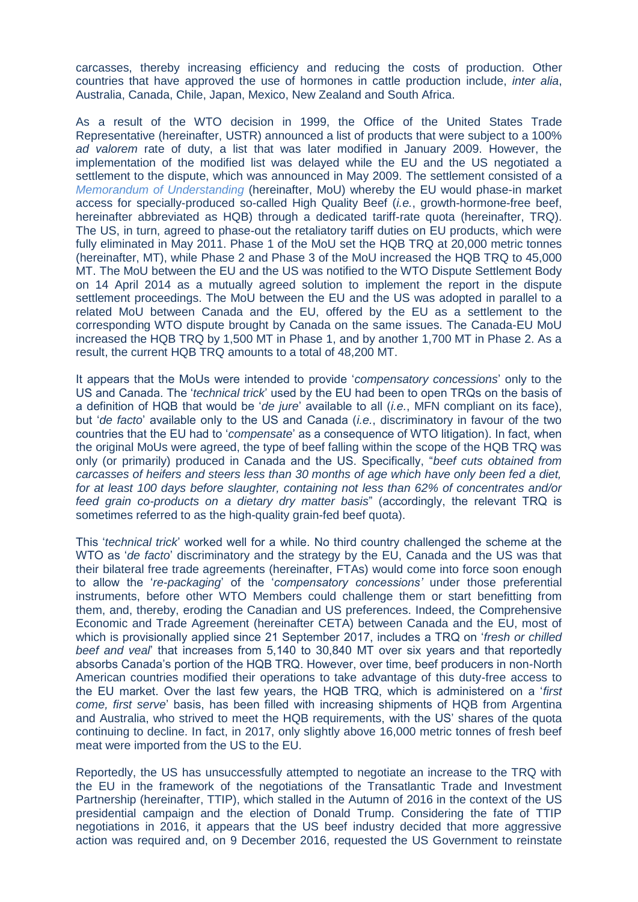carcasses, thereby increasing efficiency and reducing the costs of production. Other countries that have approved the use of hormones in cattle production include, *inter alia*, Australia, Canada, Chile, Japan, Mexico, New Zealand and South Africa.

As a result of the WTO decision in 1999, the Office of the United States Trade Representative (hereinafter, USTR) announced a list of products that were subject to a 100% *ad valorem* rate of duty, a list that was later modified in January 2009. However, the implementation of the modified list was delayed while the EU and the US negotiated a settlement to the dispute, which was announced in May 2009. The settlement consisted of a *Memorandum of Understanding* (hereinafter, MoU) whereby the EU would phase-in market access for specially-produced so-called High Quality Beef (*i.e.*, growth-hormone-free beef, hereinafter abbreviated as HQB) through a dedicated tariff-rate quota (hereinafter, TRQ). The US, in turn, agreed to phase-out the retaliatory tariff duties on EU products, which were fully eliminated in May 2011. Phase 1 of the MoU set the HQB TRQ at 20,000 metric tonnes (hereinafter, MT), while Phase 2 and Phase 3 of the MoU increased the HQB TRQ to 45,000 MT. The MoU between the EU and the US was notified to the WTO Dispute Settlement Body on 14 April 2014 as a mutually agreed solution to implement the report in the dispute settlement proceedings. The MoU between the EU and the US was adopted in parallel to a related MoU between Canada and the EU, offered by the EU as a settlement to the corresponding WTO dispute brought by Canada on the same issues. The Canada-EU MoU increased the HQB TRQ by 1,500 MT in Phase 1, and by another 1,700 MT in Phase 2. As a result, the current HQB TRQ amounts to a total of 48,200 MT.

It appears that the MoUs were intended to provide '*compensatory concessions*' only to the US and Canada. The '*technical trick*' used by the EU had been to open TRQs on the basis of a definition of HQB that would be '*de jure*' available to all (*i.e.*, MFN compliant on its face), but '*de facto*' available only to the US and Canada (*i.e.*, discriminatory in favour of the two countries that the EU had to '*compensate*' as a consequence of WTO litigation). In fact, when the original MoUs were agreed, the type of beef falling within the scope of the HQB TRQ was only (or primarily) produced in Canada and the US. Specifically, "*beef cuts obtained from carcasses of heifers and steers less than 30 months of age which have only been fed a diet, for at least 100 days before slaughter, containing not less than 62% of concentrates and/or feed grain co-products on a dietary dry matter basis*" (accordingly, the relevant TRQ is sometimes referred to as the high-quality grain-fed beef quota).

This '*technical trick*' worked well for a while. No third country challenged the scheme at the WTO as '*de facto*' discriminatory and the strategy by the EU, Canada and the US was that their bilateral free trade agreements (hereinafter, FTAs) would come into force soon enough to allow the '*re-packaging*' of the '*compensatory concessions'* under those preferential instruments, before other WTO Members could challenge them or start benefitting from them, and, thereby, eroding the Canadian and US preferences. Indeed, the Comprehensive Economic and Trade Agreement (hereinafter CETA) between Canada and the EU, most of which is provisionally applied since 21 September 2017, includes a TRQ on '*fresh or chilled beef and veal*' that increases from 5,140 to 30,840 MT over six years and that reportedly absorbs Canada's portion of the HQB TRQ. However, over time, beef producers in non-North American countries modified their operations to take advantage of this duty-free access to the EU market. Over the last few years, the HQB TRQ, which is administered on a '*first come, first serve*' basis, has been filled with increasing shipments of HQB from Argentina and Australia, who strived to meet the HQB requirements, with the US' shares of the quota continuing to decline. In fact, in 2017, only slightly above 16,000 metric tonnes of fresh beef meat were imported from the US to the EU.

Reportedly, the US has unsuccessfully attempted to negotiate an increase to the TRQ with the EU in the framework of the negotiations of the Transatlantic Trade and Investment Partnership (hereinafter, TTIP), which stalled in the Autumn of 2016 in the context of the US presidential campaign and the election of Donald Trump. Considering the fate of TTIP negotiations in 2016, it appears that the US beef industry decided that more aggressive action was required and, on 9 December 2016, requested the US Government to reinstate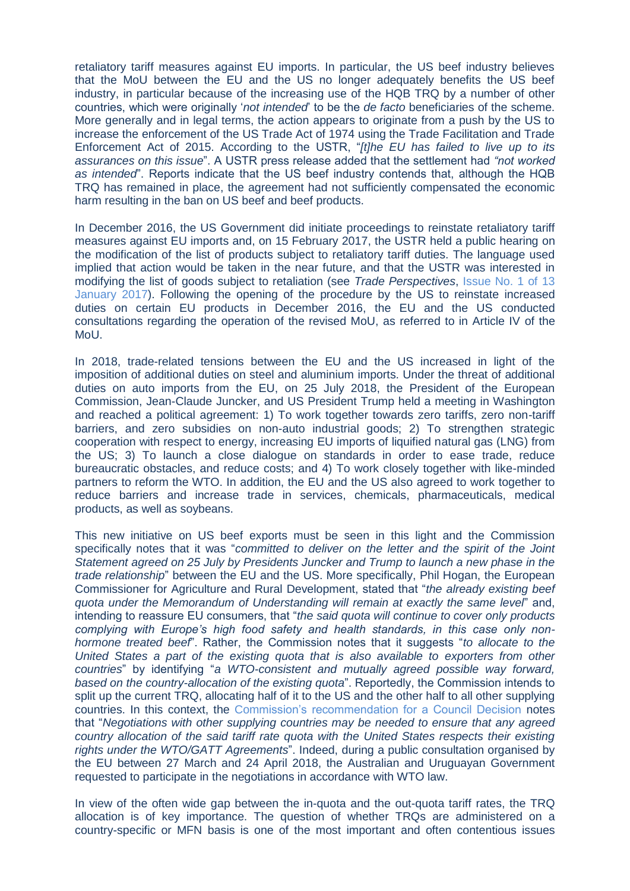retaliatory tariff measures against EU imports. In particular, the US beef industry believes that the MoU between the EU and the US no longer adequately benefits the US beef industry, in particular because of the increasing use of the HQB TRQ by a number of other countries, which were originally '*not intended*' to be the *de facto* beneficiaries of the scheme. More generally and in legal terms, the action appears to originate from a push by the US to increase the enforcement of the US Trade Act of 1974 using the Trade Facilitation and Trade Enforcement Act of 2015. According to the USTR, "*[t]he EU has failed to live up to its assurances on this issue*". A USTR press release added that the settlement had *"not worked as intended*". Reports indicate that the US beef industry contends that, although the HQB TRQ has remained in place, the agreement had not sufficiently compensated the economic harm resulting in the ban on US beef and beef products.

In December 2016, the US Government did initiate proceedings to reinstate retaliatory tariff measures against EU imports and, on 15 February 2017, the USTR held a public hearing on the modification of the list of products subject to retaliatory tariff duties. The language used implied that action would be taken in the near future, and that the USTR was interested in modifying the list of goods subject to retaliation (see *Trade Perspectives*, Issue No. 1 of 13 January 2017). Following the opening of the procedure by the US to reinstate increased duties on certain EU products in December 2016, the EU and the US conducted consultations regarding the operation of the revised MoU, as referred to in Article IV of the MoU.

In 2018, trade-related tensions between the EU and the US increased in light of the imposition of additional duties on steel and aluminium imports. Under the threat of additional duties on auto imports from the EU, on 25 July 2018, the President of the European Commission, Jean-Claude Juncker, and US President Trump held a meeting in Washington and reached a political agreement: 1) To work together towards zero tariffs, zero non-tariff barriers, and zero subsidies on non-auto industrial goods; 2) To strengthen strategic cooperation with respect to energy, increasing EU imports of liquified natural gas (LNG) from the US; 3) To launch a close dialogue on standards in order to ease trade, reduce bureaucratic obstacles, and reduce costs; and 4) To work closely together with like-minded partners to reform the WTO. In addition, the EU and the US also agreed to work together to reduce barriers and increase trade in services, chemicals, pharmaceuticals, medical products, as well as soybeans.

This new initiative on US beef exports must be seen in this light and the Commission specifically notes that it was "*committed to deliver on the letter and the spirit of the Joint Statement agreed on 25 July by Presidents Juncker and Trump to launch a new phase in the trade relationship*" between the EU and the US. More specifically, Phil Hogan, the European Commissioner for Agriculture and Rural Development, stated that "*the already existing beef quota under the Memorandum of Understanding will remain at exactly the same level*" and, intending to reassure EU consumers, that "*the said quota will continue to cover only products complying with Europe's high food safety and health standards, in this case only non-hormone treated beef*". Rather, the Commission notes that it suggests "*to allocate to the United States a part of the existing quota that is also available to exporters from other countries*" by identifying "*a WTO-consistent and mutually agreed possible way forward, based on the country-allocation of the existing quota*". Reportedly, the Commission intends to split up the current TRQ, allocating half of it to the US and the other half to all other supplying countries. In this context, the Commission's recommendation for a Council Decision notes that "*Negotiations with other supplying countries may be needed to ensure that any agreed country allocation of the said tariff rate quota with the United States respects their existing rights under the WTO/GATT Agreements*". Indeed, during a public consultation organised by the EU between 27 March and 24 April 2018, the Australian and Uruguayan Government requested to participate in the negotiations in accordance with WTO law.

In view of the often wide gap between the in-quota and the out-quota tariff rates, the TRQ allocation is of key importance. The question of whether TRQs are administered on a country-specific or MFN basis is one of the most important and often contentious issues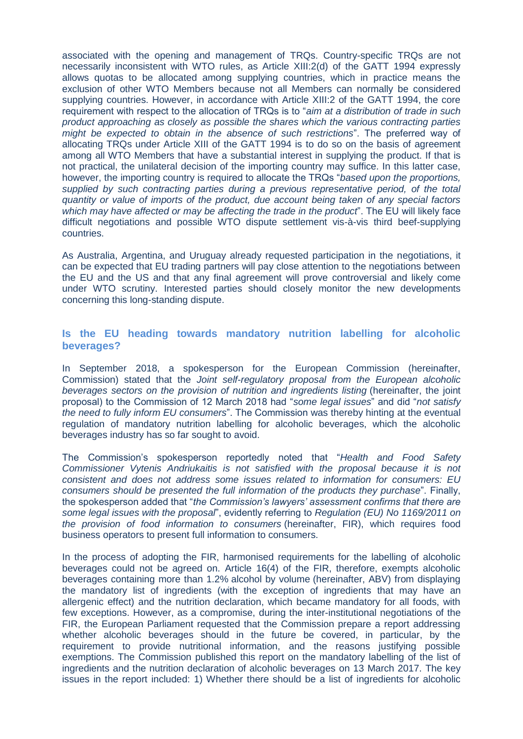associated with the opening and management of TRQs. Country-specific TRQs are not necessarily inconsistent with WTO rules, as Article XIII:2(d) of the GATT 1994 expressly allows quotas to be allocated among supplying countries, which in practice means the exclusion of other WTO Members because not all Members can normally be considered supplying countries. However, in accordance with Article XIII:2 of the GATT 1994, the core requirement with respect to the allocation of TRQs is to "*aim at a distribution of trade in such product approaching as closely as possible the shares which the various contracting parties might be expected to obtain in the absence of such restrictions*". The preferred way of allocating TRQs under Article XIII of the GATT 1994 is to do so on the basis of agreement among all WTO Members that have a substantial interest in supplying the product. If that is not practical, the unilateral decision of the importing country may suffice. In this latter case, however, the importing country is required to allocate the TRQs "*based upon the proportions, supplied by such contracting parties during a previous representative period, of the total quantity or value of imports of the product, due account being taken of any special factors which may have affected or may be affecting the trade in the product*". The EU will likely face difficult negotiations and possible WTO dispute settlement vis-à-vis third beef-supplying countries.

As Australia, Argentina, and Uruguay already requested participation in the negotiations, it can be expected that EU trading partners will pay close attention to the negotiations between the EU and the US and that any final agreement will prove controversial and likely come under WTO scrutiny. Interested parties should closely monitor the new developments concerning this long-standing dispute.

## Is the EU heading towards mandatory nutrition labelling for alcoholic beverages?

In September 2018, a spokesperson for the European Commission (hereinafter, Commission) stated that the *Joint self-regulatory proposal from the European alcoholic beverages sectors on the provision of nutrition and ingredients listing* (hereinafter, the joint proposal) to the Commission of 12 March 2018 had "*some legal issues*" and did "*not satisfy the need to fully inform EU consumers*". The Commission was thereby hinting at the eventual regulation of mandatory nutrition labelling for alcoholic beverages, which the alcoholic beverages industry has so far sought to avoid.

The Commission's spokesperson reportedly noted that "*Health and Food Safety Commissioner Vytenis Andriukaitis is not satisfied with the proposal because it is not consistent and does not address some issues related to information for consumers: EU consumers should be presented the full information of the products they purchase*". Finally, the spokesperson added that "*the Commission's lawyers' assessment confirms that there are some legal issues with the proposal*", evidently referring to *Regulation (EU) No 1169/2011 on the provision of food information to consumers* (hereinafter, FIR), which requires food business operators to present full information to consumers.

In the process of adopting the FIR, harmonised requirements for the labelling of alcoholic beverages could not be agreed on. Article 16(4) of the FIR, therefore, exempts alcoholic beverages containing more than 1.2% alcohol by volume (hereinafter, ABV) from displaying the mandatory list of ingredients (with the exception of ingredients that may have an allergenic effect) and the nutrition declaration, which became mandatory for all foods, with few exceptions. However, as a compromise, during the inter-institutional negotiations of the FIR, the European Parliament requested that the Commission prepare a report addressing whether alcoholic beverages should in the future be covered, in particular, by the requirement to provide nutritional information, and the reasons justifying possible exemptions. The Commission published this report on the mandatory labelling of the list of ingredients and the nutrition declaration of alcoholic beverages on 13 March 2017. The key issues in the report included: 1) Whether there should be a list of ingredients for alcoholic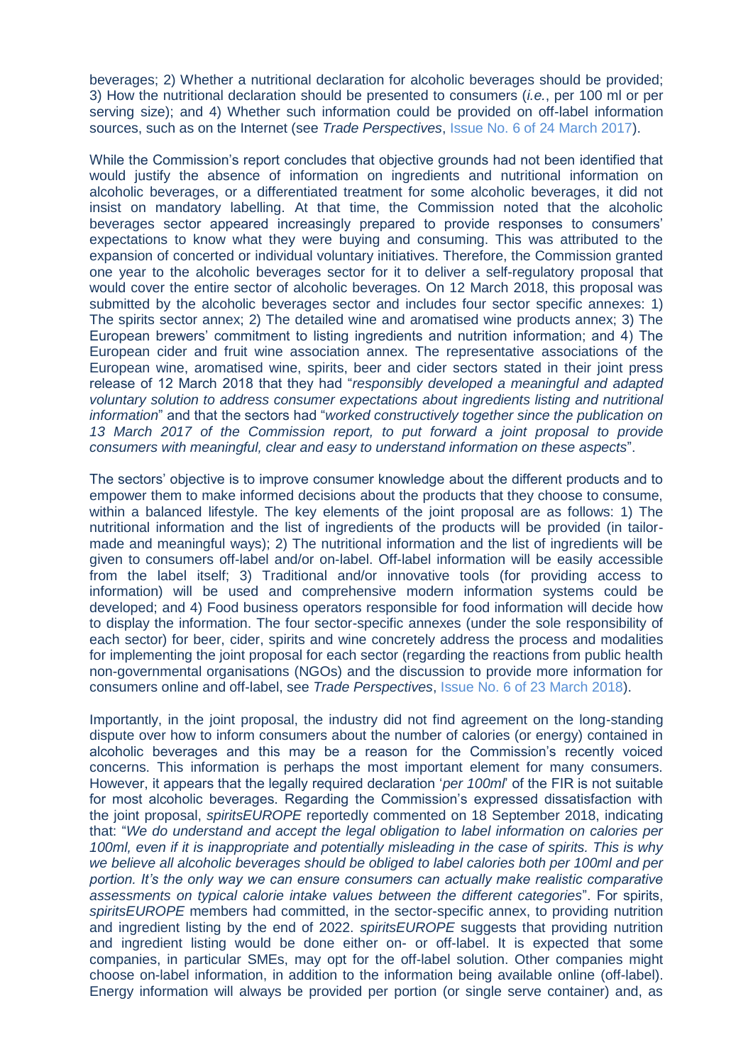beverages; 2) Whether a nutritional declaration for alcoholic beverages should be provided; 3) How the nutritional declaration should be presented to consumers (*i.e.*, per 100 ml or per serving size); and 4) Whether such information could be provided on off-label information sources, such as on the Internet (see *Trade Perspectives*, Issue No. 6 of 24 March 2017).

While the Commission's report concludes that objective grounds had not been identified that would justify the absence of information on ingredients and nutritional information on alcoholic beverages, or a differentiated treatment for some alcoholic beverages, it did not insist on mandatory labelling. At that time, the Commission noted that the alcoholic beverages sector appeared increasingly prepared to provide responses to consumers' expectations to know what they were buying and consuming. This was attributed to the expansion of concerted or individual voluntary initiatives. Therefore, the Commission granted one year to the alcoholic beverages sector for it to deliver a self-regulatory proposal that would cover the entire sector of alcoholic beverages. On 12 March 2018, this proposal was submitted by the alcoholic beverages sector and includes four sector specific annexes: 1) The spirits sector annex; 2) The detailed wine and aromatised wine products annex; 3) The European brewers' commitment to listing ingredients and nutrition information; and 4) The European cider and fruit wine association annex. The representative associations of the European wine, aromatised wine, spirits, beer and cider sectors stated in their joint press release of 12 March 2018 that they had "*responsibly developed a meaningful and adapted voluntary solution to address consumer expectations about ingredients listing and nutritional information*" and that the sectors had "*worked constructively together since the publication on 13 March 2017 of the Commission report, to put forward a joint proposal to provide consumers with meaningful, clear and easy to understand information on these aspects*".

The sectors' objective is to improve consumer knowledge about the different products and to empower them to make informed decisions about the products that they choose to consume, within a balanced lifestyle. The key elements of the joint proposal are as follows: 1) The nutritional information and the list of ingredients of the products will be provided (in tailor-made and meaningful ways); 2) The nutritional information and the list of ingredients will be given to consumers off-label and/or on-label. Off-label information will be easily accessible from the label itself; 3) Traditional and/or innovative tools (for providing access to information) will be used and comprehensive modern information systems could be developed; and 4) Food business operators responsible for food information will decide how to display the information. The four sector-specific annexes (under the sole responsibility of each sector) for beer, cider, spirits and wine concretely address the process and modalities for implementing the joint proposal for each sector (regarding the reactions from public health non-governmental organisations (NGOs) and the discussion to provide more information for consumers online and off-label, see *Trade Perspectives*, Issue No. 6 of 23 March 2018).

Importantly, in the joint proposal, the industry did not find agreement on the long-standing dispute over how to inform consumers about the number of calories (or energy) contained in alcoholic beverages and this may be a reason for the Commission's recently voiced concerns. This information is perhaps the most important element for many consumers. However, it appears that the legally required declaration '*per 100ml*' of the FIR is not suitable for most alcoholic beverages. Regarding the Commission's expressed dissatisfaction with the joint proposal, *spiritsEUROPE* reportedly commented on 18 September 2018, indicating that: "*We do understand and accept the legal obligation to label information on calories per 100ml, even if it is inappropriate and potentially misleading in the case of spirits. This is why we believe all alcoholic beverages should be obliged to label calories both per 100ml and per portion. It's the only way we can ensure consumers can actually make realistic comparative assessments on typical calorie intake values between the different categories*". For spirits, *spiritsEUROPE* members had committed, in the sector-specific annex, to providing nutrition and ingredient listing by the end of 2022. *spiritsEUROPE* suggests that providing nutrition and ingredient listing would be done either on- or off-label. It is expected that some companies, in particular SMEs, may opt for the off-label solution. Other companies might choose on-label information, in addition to the information being available online (off-label). Energy information will always be provided per portion (or single serve container) and, as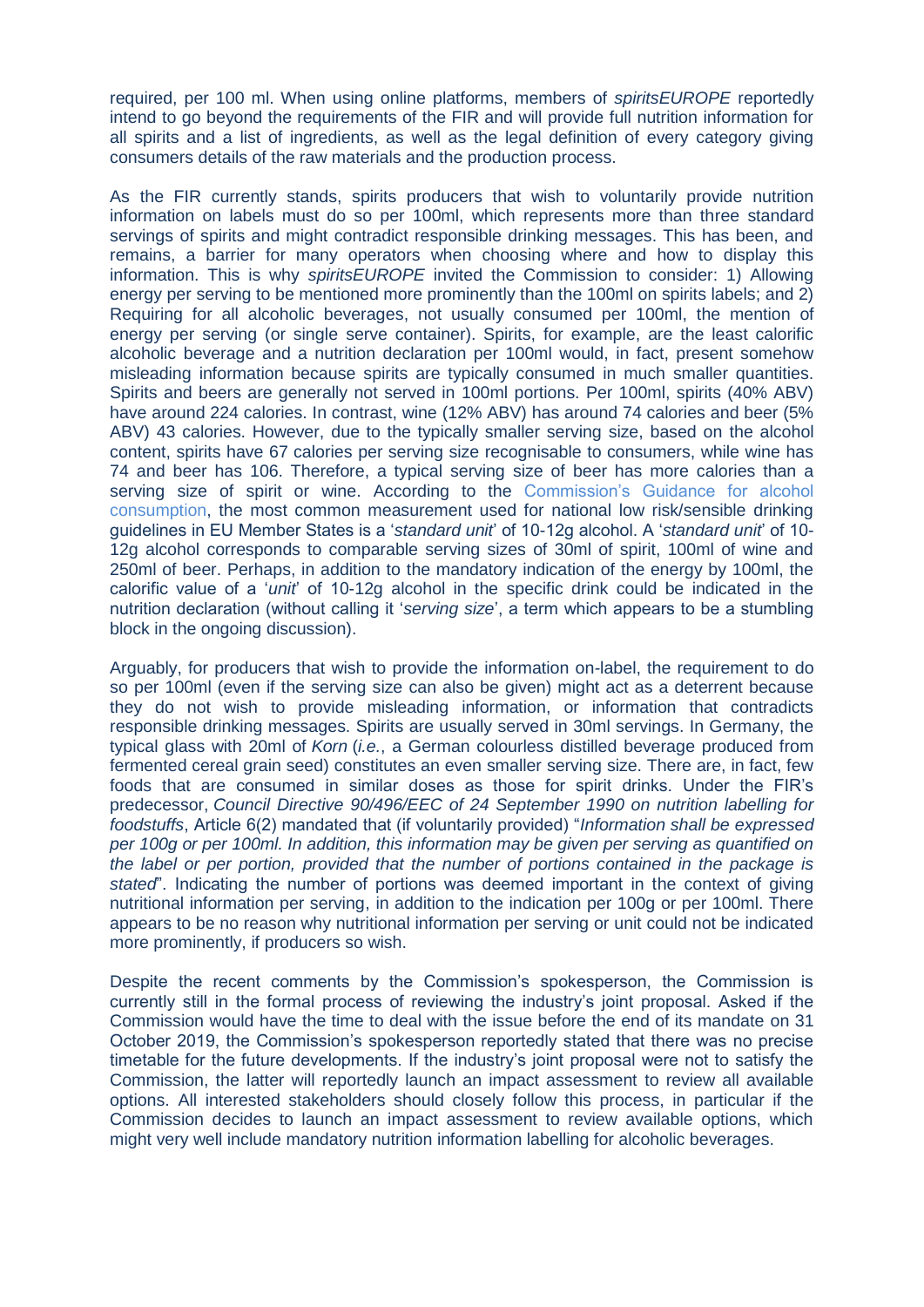required, per 100 ml. When using online platforms, members of *spiritsEUROPE* reportedly intend to go beyond the requirements of the FIR and will provide full nutrition information for all spirits and a list of ingredients, as well as the legal definition of every category giving consumers details of the raw materials and the production process.

As the FIR currently stands, spirits producers that wish to voluntarily provide nutrition information on labels must do so per 100ml, which represents more than three standard servings of spirits and might contradict responsible drinking messages. This has been, and remains, a barrier for many operators when choosing where and how to display this information. This is why *spiritsEUROPE* invited the Commission to consider: 1) Allowing energy per serving to be mentioned more prominently than the 100ml on spirits labels; and 2) Requiring for all alcoholic beverages, not usually consumed per 100ml, the mention of energy per serving (or single serve container). Spirits, for example, are the least calorific alcoholic beverage and a nutrition declaration per 100ml would, in fact, present somehow misleading information because spirits are typically consumed in much smaller quantities. Spirits and beers are generally not served in 100ml portions. Per 100ml, spirits (40% ABV) have around 224 calories. In contrast, wine (12% ABV) has around 74 calories and beer (5% ABV) 43 calories. However, due to the typically smaller serving size, based on the alcohol content, spirits have 67 calories per serving size recognisable to consumers, while wine has 74 and beer has 106. Therefore, a typical serving size of beer has more calories than a serving size of spirit or wine. According to the Commission's Guidance for alcohol consumption, the most common measurement used for national low risk/sensible drinking guidelines in EU Member States is a '*standard unit*' of 10-12g alcohol. A '*standard unit*' of 10-12g alcohol corresponds to comparable serving sizes of 30ml of spirit, 100ml of wine and 250ml of beer. Perhaps, in addition to the mandatory indication of the energy by 100ml, the calorific value of a '*unit*' of 10-12g alcohol in the specific drink could be indicated in the nutrition declaration (without calling it '*serving size*', a term which appears to be a stumbling block in the ongoing discussion).

Arguably, for producers that wish to provide the information on-label, the requirement to do so per 100ml (even if the serving size can also be given) might act as a deterrent because they do not wish to provide misleading information, or information that contradicts responsible drinking messages. Spirits are usually served in 30ml servings. In Germany, the typical glass with 20ml of *Korn* (*i.e.*, a German colourless distilled beverage produced from fermented cereal grain seed) constitutes an even smaller serving size. There are, in fact, few foods that are consumed in similar doses as those for spirit drinks. Under the FIR's predecessor, *Council Directive 90/496/EEC of 24 September 1990 on nutrition labelling for foodstuffs*, Article 6(2) mandated that (if voluntarily provided) "*Information shall be expressed per 100g or per 100ml. In addition, this information may be given per serving as quantified on the label or per portion, provided that the number of portions contained in the package is stated*". Indicating the number of portions was deemed important in the context of giving nutritional information per serving, in addition to the indication per 100g or per 100ml. There appears to be no reason why nutritional information per serving or unit could not be indicated more prominently, if producers so wish.

Despite the recent comments by the Commission's spokesperson, the Commission is currently still in the formal process of reviewing the industry's joint proposal. Asked if the Commission would have the time to deal with the issue before the end of its mandate on 31 October 2019, the Commission's spokesperson reportedly stated that there was no precise timetable for the future developments. If the industry's joint proposal were not to satisfy the Commission, the latter will reportedly launch an impact assessment to review all available options. All interested stakeholders should closely follow this process, in particular if the Commission decides to launch an impact assessment to review available options, which might very well include mandatory nutrition information labelling for alcoholic beverages.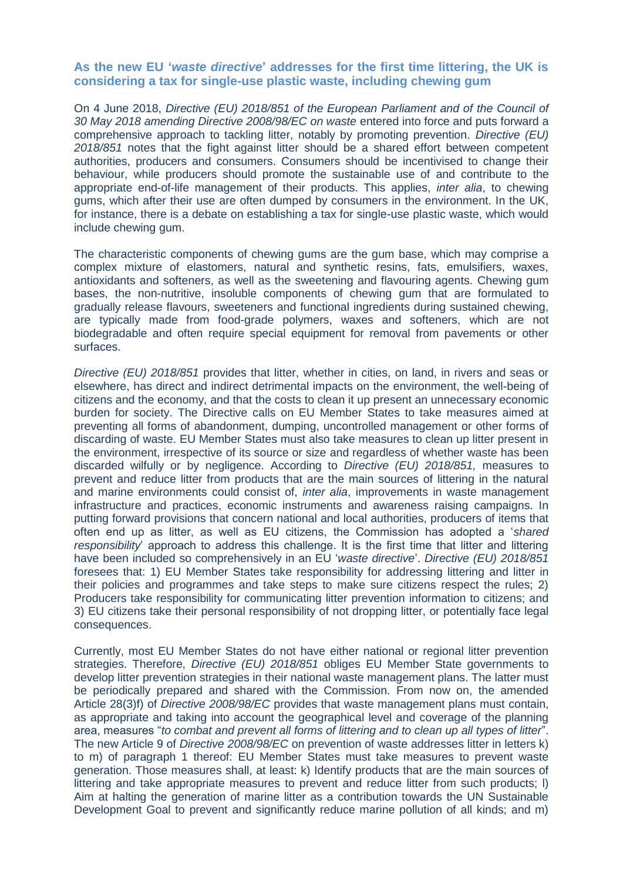### As the new EU '*waste directive*' addresses for the first time littering, the UK is considering a tax for single-use plastic waste, including chewing gum

On 4 June 2018, *Directive (EU) 2018/851 of the European Parliament and of the Council of 30 May 2018 amending Directive 2008/98/EC on waste* entered into force and puts forward a comprehensive approach to tackling litter, notably by promoting prevention. *Directive (EU) 2018/851* notes that the fight against litter should be a shared effort between competent authorities, producers and consumers. Consumers should be incentivised to change their behaviour, while producers should promote the sustainable use of and contribute to the appropriate end-of-life management of their products. This applies, *inter alia*, to chewing gums, which after their use are often dumped by consumers in the environment. In the UK, for instance, there is a debate on establishing a tax for single-use plastic waste, which would include chewing gum.

The characteristic components of chewing gums are the gum base, which may comprise a complex mixture of elastomers, natural and synthetic resins, fats, emulsifiers, waxes, antioxidants and softeners, as well as the sweetening and flavouring agents. Chewing gum bases, the non-nutritive, insoluble components of chewing gum that are formulated to gradually release flavours, sweeteners and functional ingredients during sustained chewing, are typically made from food-grade polymers, waxes and softeners, which are not biodegradable and often require special equipment for removal from pavements or other surfaces.

*Directive (EU) 2018/851* provides that litter, whether in cities, on land, in rivers and seas or elsewhere, has direct and indirect detrimental impacts on the environment, the well-being of citizens and the economy, and that the costs to clean it up present an unnecessary economic burden for society. The Directive calls on EU Member States to take measures aimed at preventing all forms of abandonment, dumping, uncontrolled management or other forms of discarding of waste. EU Member States must also take measures to clean up litter present in the environment, irrespective of its source or size and regardless of whether waste has been discarded wilfully or by negligence. According to *Directive (EU) 2018/851,* measures to prevent and reduce litter from products that are the main sources of littering in the natural and marine environments could consist of, *inter alia*, improvements in waste management infrastructure and practices, economic instruments and awareness raising campaigns. In putting forward provisions that concern national and local authorities, producers of items that often end up as litter, as well as EU citizens, the Commission has adopted a '*shared responsibility*' approach to address this challenge. It is the first time that litter and littering have been included so comprehensively in an EU '*waste directive*'. *Directive (EU) 2018/851* foresees that: 1) EU Member States take responsibility for addressing littering and litter in their policies and programmes and take steps to make sure citizens respect the rules; 2) Producers take responsibility for communicating litter prevention information to citizens; and 3) EU citizens take their personal responsibility of not dropping litter, or potentially face legal consequences.

Currently, most EU Member States do not have either national or regional litter prevention strategies. Therefore, *Directive (EU) 2018/851* obliges EU Member State governments to develop litter prevention strategies in their national waste management plans. The latter must be periodically prepared and shared with the Commission. From now on, the amended Article 28(3)f) of *Directive 2008/98/EC* provides that waste management plans must contain, as appropriate and taking into account the geographical level and coverage of the planning area, measures "*to combat and prevent all forms of littering and to clean up all types of litter*". The new Article 9 of *Directive 2008/98/EC* on prevention of waste addresses litter in letters k) to m) of paragraph 1 thereof: EU Member States must take measures to prevent waste generation. Those measures shall, at least: k) Identify products that are the main sources of littering and take appropriate measures to prevent and reduce litter from such products; l) Aim at halting the generation of marine litter as a contribution towards the UN Sustainable Development Goal to prevent and significantly reduce marine pollution of all kinds; and m)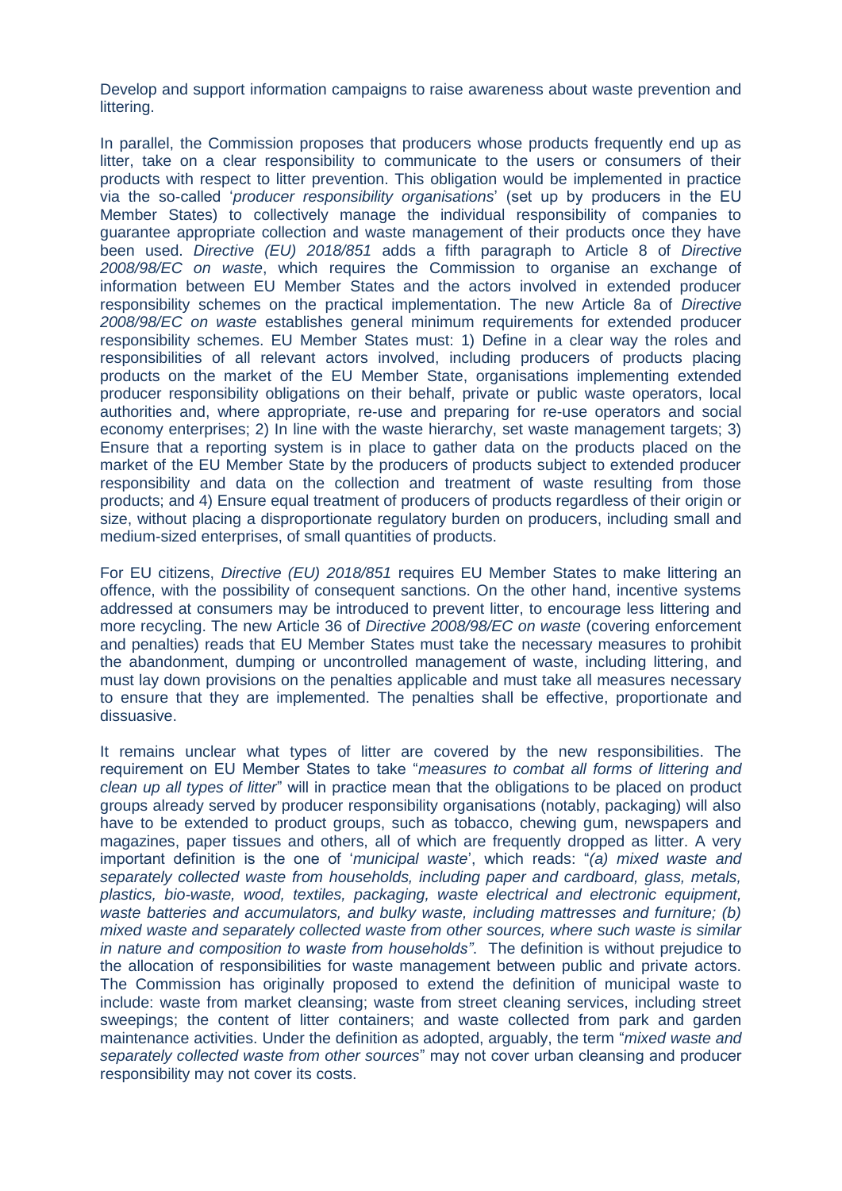Develop and support information campaigns to raise awareness about waste prevention and littering.

In parallel, the Commission proposes that producers whose products frequently end up as litter, take on a clear responsibility to communicate to the users or consumers of their products with respect to litter prevention. This obligation would be implemented in practice via the so-called '*producer responsibility organisations*' (set up by producers in the EU Member States) to collectively manage the individual responsibility of companies to guarantee appropriate collection and waste management of their products once they have been used. *Directive (EU) 2018/851* adds a fifth paragraph to Article 8 of *Directive 2008/98/EC on waste*, which requires the Commission to organise an exchange of information between EU Member States and the actors involved in extended producer responsibility schemes on the practical implementation. The new Article 8a of *Directive 2008/98/EC on waste* establishes general minimum requirements for extended producer responsibility schemes. EU Member States must: 1) Define in a clear way the roles and responsibilities of all relevant actors involved, including producers of products placing products on the market of the EU Member State, organisations implementing extended producer responsibility obligations on their behalf, private or public waste operators, local authorities and, where appropriate, re-use and preparing for re-use operators and social economy enterprises; 2) In line with the waste hierarchy, set waste management targets; 3) Ensure that a reporting system is in place to gather data on the products placed on the market of the EU Member State by the producers of products subject to extended producer responsibility and data on the collection and treatment of waste resulting from those products; and 4) Ensure equal treatment of producers of products regardless of their origin or size, without placing a disproportionate regulatory burden on producers, including small and medium-sized enterprises, of small quantities of products.

For EU citizens, *Directive (EU) 2018/851* requires EU Member States to make littering an offence, with the possibility of consequent sanctions. On the other hand, incentive systems addressed at consumers may be introduced to prevent litter, to encourage less littering and more recycling. The new Article 36 of *Directive 2008/98/EC on waste* (covering enforcement and penalties) reads that EU Member States must take the necessary measures to prohibit the abandonment, dumping or uncontrolled management of waste, including littering, and must lay down provisions on the penalties applicable and must take all measures necessary to ensure that they are implemented. The penalties shall be effective, proportionate and dissuasive.

It remains unclear what types of litter are covered by the new responsibilities. The requirement on EU Member States to take "*measures to combat all forms of littering and clean up all types of litter*" will in practice mean that the obligations to be placed on product groups already served by producer responsibility organisations (notably, packaging) will also have to be extended to product groups, such as tobacco, chewing gum, newspapers and magazines, paper tissues and others, all of which are frequently dropped as litter. A very important definition is the one of '*municipal waste*', which reads: "*(a) mixed waste and separately collected waste from households, including paper and cardboard, glass, metals, plastics, bio-waste, wood, textiles, packaging, waste electrical and electronic equipment, waste batteries and accumulators, and bulky waste, including mattresses and furniture; (b) mixed waste and separately collected waste from other sources, where such waste is similar in nature and composition to waste from households"*. The definition is without prejudice to the allocation of responsibilities for waste management between public and private actors. The Commission has originally proposed to extend the definition of municipal waste to include: waste from market cleansing; waste from street cleaning services, including street sweepings; the content of litter containers; and waste collected from park and garden maintenance activities. Under the definition as adopted, arguably, the term "*mixed waste and separately collected waste from other sources*" may not cover urban cleansing and producer responsibility may not cover its costs.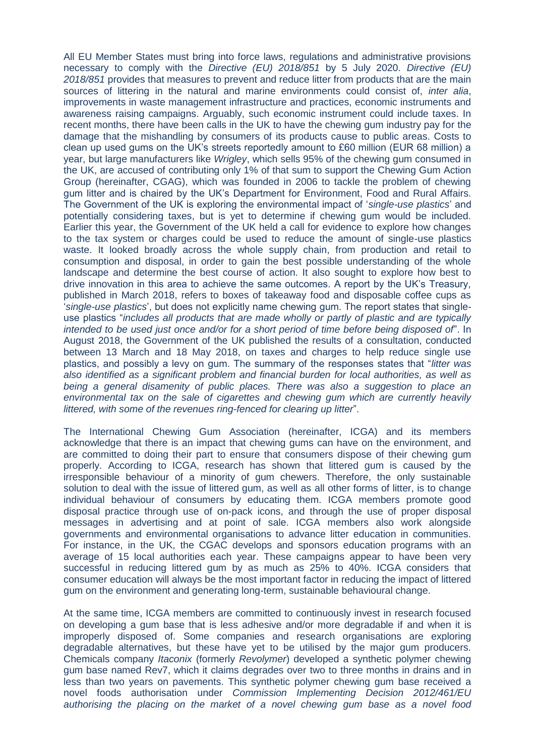All EU Member States must bring into force laws, regulations and administrative provisions necessary to comply with the *Directive (EU) 2018/851* by 5 July 2020. *Directive (EU) 2018/851* provides that measures to prevent and reduce litter from products that are the main sources of littering in the natural and marine environments could consist of, *inter alia*, improvements in waste management infrastructure and practices, economic instruments and awareness raising campaigns. Arguably, such economic instrument could include taxes. In recent months, there have been calls in the UK to have the chewing gum industry pay for the damage that the mishandling by consumers of its products cause to public areas. Costs to clean up used gums on the UK's streets reportedly amount to £60 million (EUR 68 million) a year, but large manufacturers like *Wrigley*, which sells 95% of the chewing gum consumed in the UK, are accused of contributing only 1% of that sum to support the Chewing Gum Action Group (hereinafter, CGAG), which was founded in 2006 to tackle the problem of chewing gum litter and is chaired by the UK's Department for Environment, Food and Rural Affairs. The Government of the UK is exploring the environmental impact of '*single-use plastics*' and potentially considering taxes, but is yet to determine if chewing gum would be included. Earlier this year, the Government of the UK held a call for evidence to explore how changes to the tax system or charges could be used to reduce the amount of single-use plastics waste. It looked broadly across the whole supply chain, from production and retail to consumption and disposal, in order to gain the best possible understanding of the whole landscape and determine the best course of action. It also sought to explore how best to drive innovation in this area to achieve the same outcomes. A report by the UK's Treasury, published in March 2018, refers to boxes of takeaway food and disposable coffee cups as '*single-use plastics*', but does not explicitly name chewing gum. The report states that single-use plastics "*includes all products that are made wholly or partly of plastic and are typically intended to be used just once and/or for a short period of time before being disposed of*". In August 2018, the Government of the UK published the results of a consultation, conducted between 13 March and 18 May 2018, on taxes and charges to help reduce single use plastics, and possibly a levy on gum. The summary of the responses states that "*litter was also identified as a significant problem and financial burden for local authorities, as well as being a general disamenity of public places. There was also a suggestion to place an environmental tax on the sale of cigarettes and chewing gum which are currently heavily littered, with some of the revenues ring-fenced for clearing up litter*".

The International Chewing Gum Association (hereinafter, ICGA) and its members acknowledge that there is an impact that chewing gums can have on the environment, and are committed to doing their part to ensure that consumers dispose of their chewing gum properly. According to ICGA, research has shown that littered gum is caused by the irresponsible behaviour of a minority of gum chewers. Therefore, the only sustainable solution to deal with the issue of littered gum, as well as all other forms of litter, is to change individual behaviour of consumers by educating them. ICGA members promote good disposal practice through use of on-pack icons, and through the use of proper disposal messages in advertising and at point of sale. ICGA members also work alongside governments and environmental organisations to advance litter education in communities. For instance, in the UK, the CGAC develops and sponsors education programs with an average of 15 local authorities each year. These campaigns appear to have been very successful in reducing littered gum by as much as 25% to 40%. ICGA considers that consumer education will always be the most important factor in reducing the impact of littered gum on the environment and generating long-term, sustainable behavioural change.

At the same time, ICGA members are committed to continuously invest in research focused on developing a gum base that is less adhesive and/or more degradable if and when it is improperly disposed of. Some companies and research organisations are exploring degradable alternatives, but these have yet to be utilised by the major gum producers. Chemicals company *Itaconix* (formerly *Revolymer*) developed a synthetic polymer chewing gum base named Rev7, which it claims degrades over two to three months in drains and in less than two years on pavements. This synthetic polymer chewing gum base received a novel foods authorisation under *Commission Implementing Decision 2012/461/EU authorising the placing on the market of a novel chewing gum base as a novel food*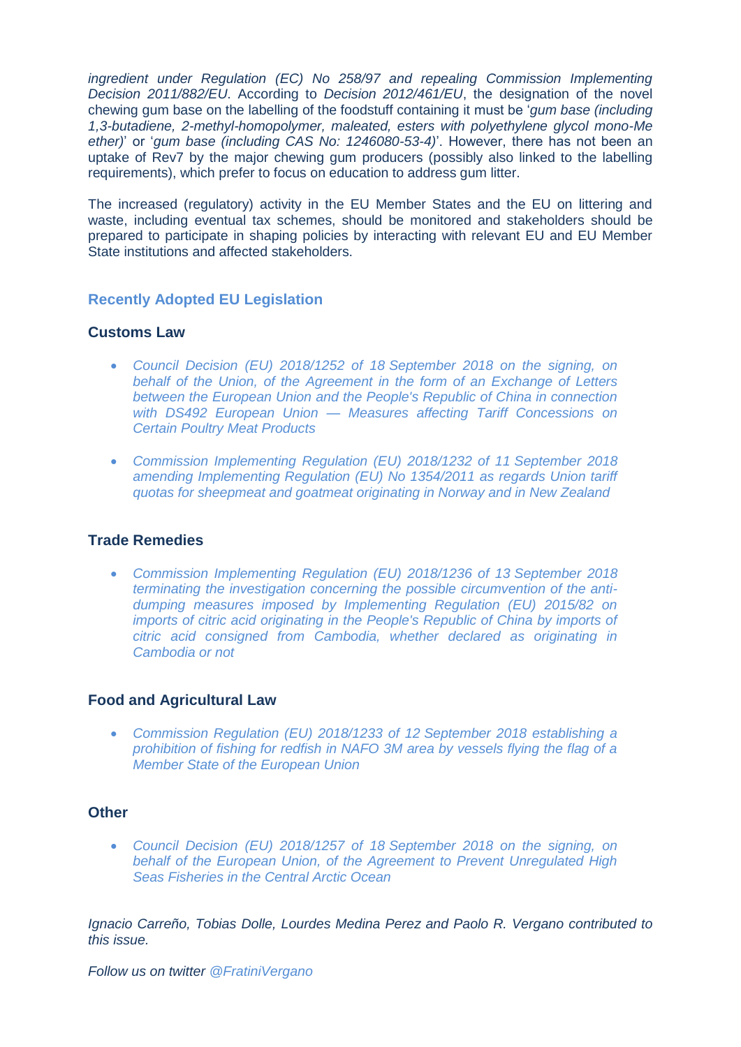*ingredient under Regulation (EC) No 258/97 and repealing Commission Implementing Decision 2011/882/EU*. According to *Decision 2012/461/EU*, the designation of the novel chewing gum base on the labelling of the foodstuff containing it must be '*gum base (including 1,3-butadiene, 2-methyl-homopolymer, maleated, esters with polyethylene glycol mono-Me ether)*' or '*gum base (including CAS No: 1246080-53-4)*'. However, there has not been an uptake of Rev7 by the major chewing gum producers (possibly also linked to the labelling requirements), which prefer to focus on education to address gum litter.

The increased (regulatory) activity in the EU Member States and the EU on littering and waste, including eventual tax schemes, should be monitored and stakeholders should be prepared to participate in shaping policies by interacting with relevant EU and EU Member State institutions and affected stakeholders.

## Recently Adopted EU Legislation

### Customs Law

- *Council Decision (EU) 2018/1252 of 18 September 2018 on the signing, on behalf of the Union, of the Agreement in the form of an Exchange of Letters between the European Union and the People's Republic of China in connection with DS492 European Union — Measures affecting Tariff Concessions on Certain Poultry Meat Products*

- *Commission Implementing Regulation (EU) 2018/1232 of 11 September 2018 amending Implementing Regulation (EU) No 1354/2011 as regards Union tariff quotas for sheepmeat and goatmeat originating in Norway and in New Zealand*

### Trade Remedies

- *Commission Implementing Regulation (EU) 2018/1236 of 13 September 2018 terminating the investigation concerning the possible circumvention of the anti-dumping measures imposed by Implementing Regulation (EU) 2015/82 on imports of citric acid originating in the People's Republic of China by imports of citric acid consigned from Cambodia, whether declared as originating in Cambodia or not*

### Food and Agricultural Law

- *Commission Regulation (EU) 2018/1233 of 12 September 2018 establishing a prohibition of fishing for redfish in NAFO 3M area by vessels flying the flag of a Member State of the European Union*

### Other

- *Council Decision (EU) 2018/1257 of 18 September 2018 on the signing, on behalf of the European Union, of the Agreement to Prevent Unregulated High Seas Fisheries in the Central Arctic Ocean*

*Ignacio Carreño, Tobias Dolle, Lourdes Medina Perez and Paolo R. Vergano contributed to this issue.*

*Follow us on twitter @FratiniVergano*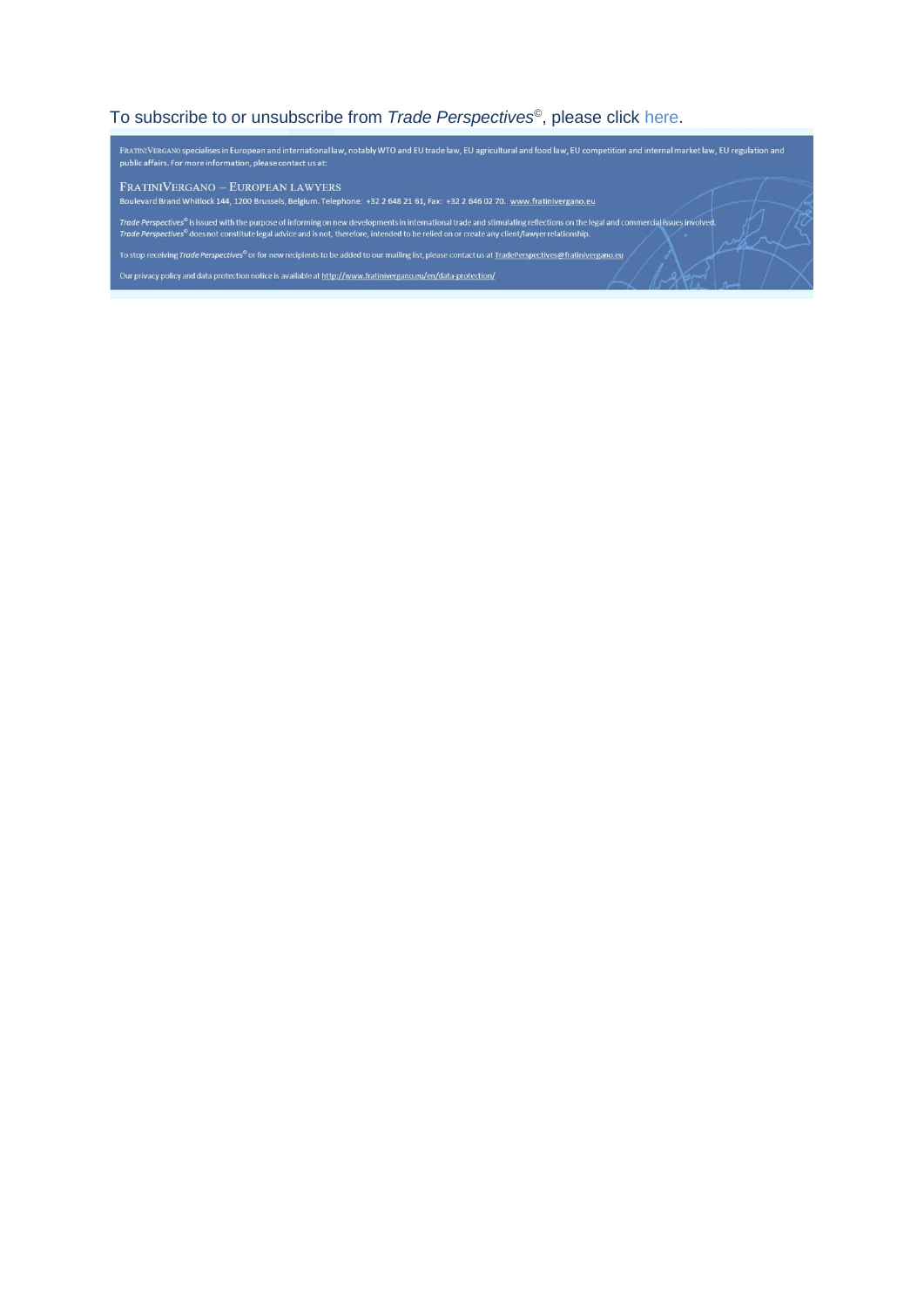To subscribe to or unsubscribe from *Trade Perspectives*©, please click here.

FRATINIVERGANO specialises in European and international law, notably WTO and EU trade law, EU agricultural and food law, EU competition and internal market law, EU regulation and public affairs. For more information, please contact us at:

FRATINIVERGANO – EUROPEAN LAWYERS
Boulevard Brand Whitlock 144, 1200 Brussels, Belgium. Telephone: +32 2 648 21 61, Fax: +32 2 646 02 70. www.fratinivergano.eu

*Trade Perspectives*® is issued with the purpose of informing on new developments in international trade and stimulating reflections on the legal and commercial issues involved.
*Trade Perspectives*® does not constitute legal advice and is not, therefore, intended to be relied on or create any client/lawyer relationship.

To stop receiving *Trade Perspectives*® or for new recipients to be added to our mailing list, please contact us at TradePerspectives@fratinivergano.eu

Our privacy policy and data protection notice is available at http://www.fratinivergano.eu/en/data-protection/